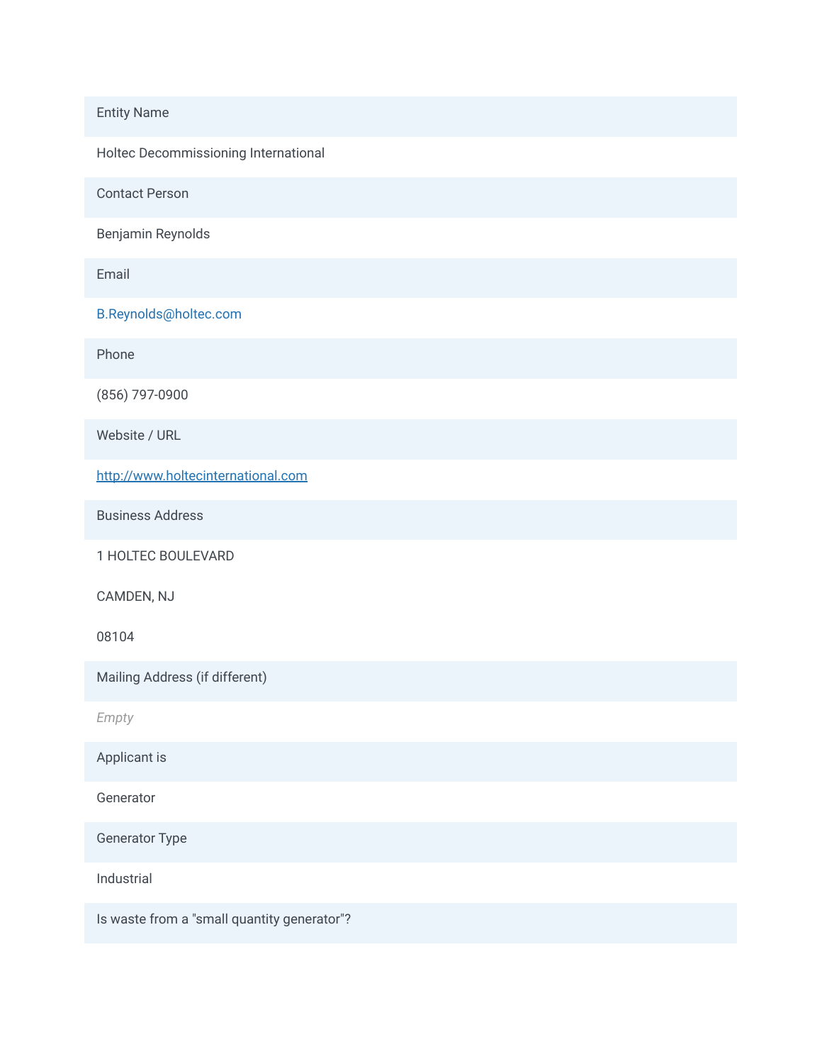| Entity Name |
| --- |
| Holtec Decommissioning International |
| Contact Person |
| Benjamin Reynolds |
| Email |
| B.Reynolds@holtec.com |
| Phone |
| (856) 797-0900 |
| Website / URL |
| http://www.holtecinternational.com |
| Business Address |
| 1 HOLTEC BOULEVARD<br>CAMDEN, NJ<br>08104 |
| Mailing Address (if different) |
| *Empty* |
| Applicant is |
| Generator |
| Generator Type |
| Industrial |
| Is waste from a "small quantity generator"? |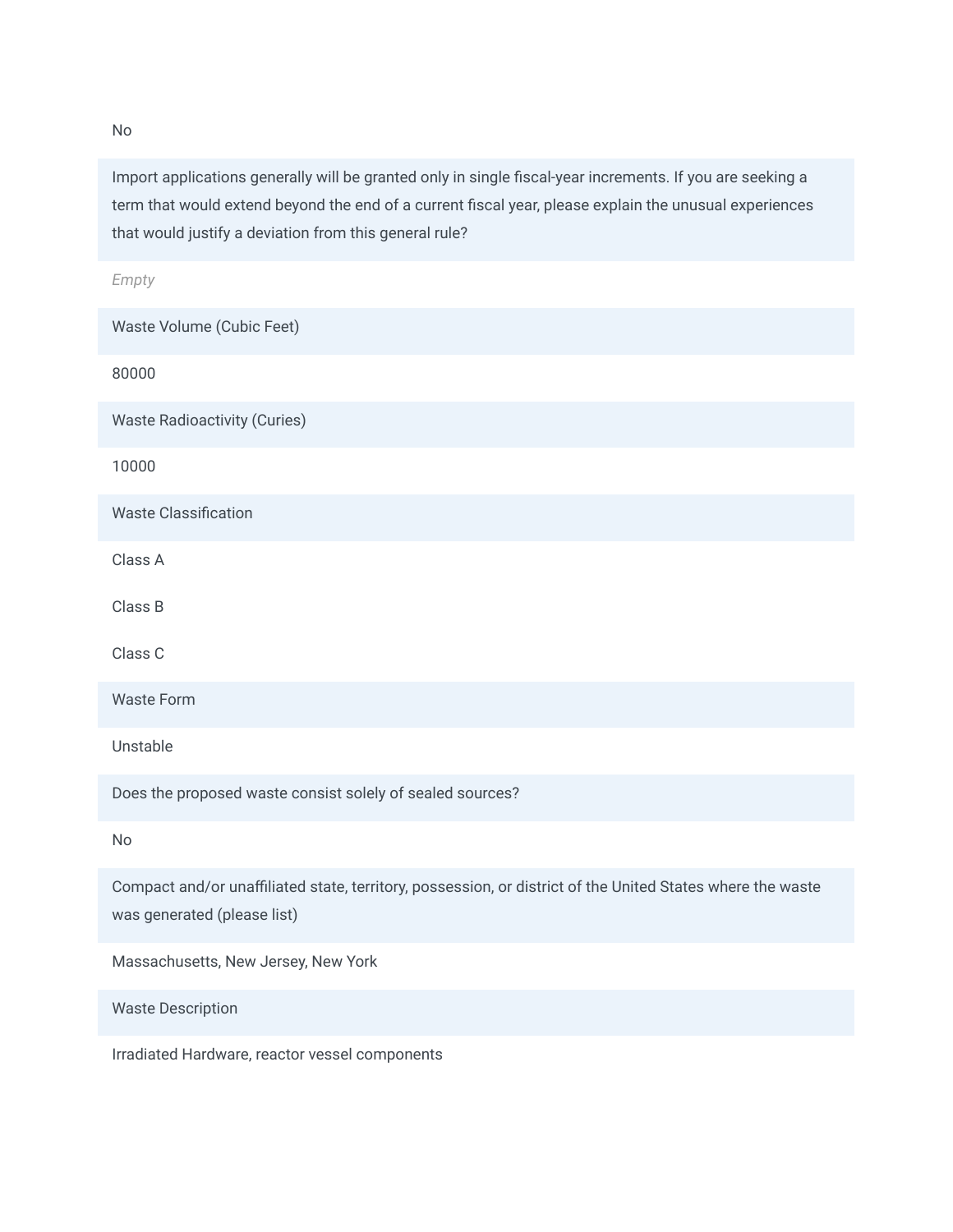No

**Import applications generally will be granted only in single fiscal-year increments. If you are seeking a term that would extend beyond the end of a current fiscal year, please explain the unusual experiences that would justify a deviation from this general rule?**

*Empty*

**Waste Volume (Cubic Feet)**

80000

**Waste Radioactivity (Curies)**

10000

**Waste Classification**

Class A

Class B

Class C

**Waste Form**

Unstable

**Does the proposed waste consist solely of sealed sources?**

No

**Compact and/or unaffiliated state, territory, possession, or district of the United States where the waste was generated (please list)**

Massachusetts, New Jersey, New York

**Waste Description**

Irradiated Hardware, reactor vessel components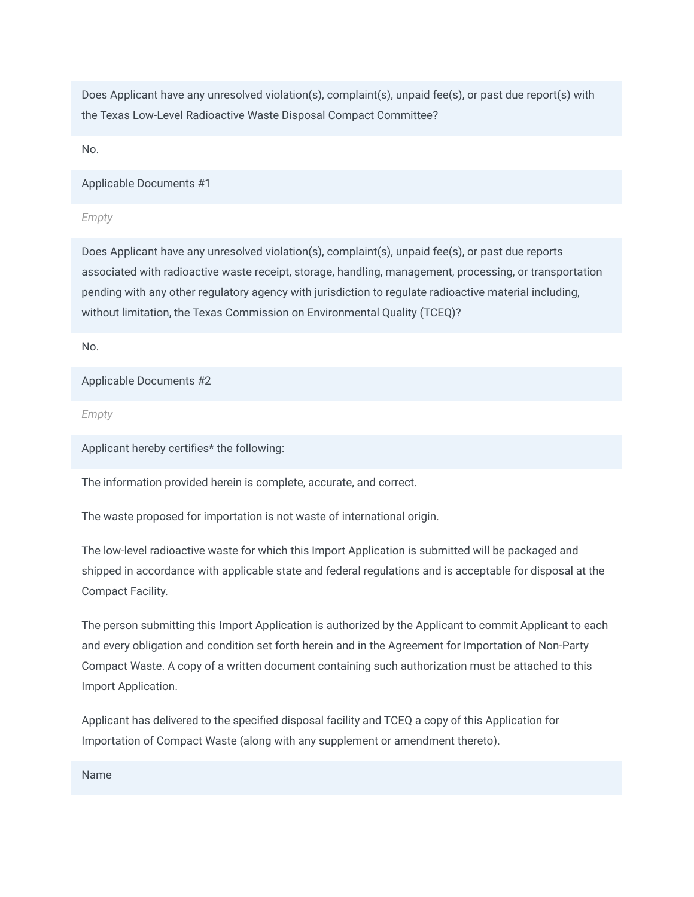**Does Applicant have any unresolved violation(s), complaint(s), unpaid fee(s), or past due report(s) with the Texas Low-Level Radioactive Waste Disposal Compact Committee?**

No.

**Applicable Documents #1**

*Empty*

**Does Applicant have any unresolved violation(s), complaint(s), unpaid fee(s), or past due reports associated with radioactive waste receipt, storage, handling, management, processing, or transportation pending with any other regulatory agency with jurisdiction to regulate radioactive material including, without limitation, the Texas Commission on Environmental Quality (TCEQ)?**

No.

**Applicable Documents #2**

*Empty*

**Applicant hereby certifies* the following:**

The information provided herein is complete, accurate, and correct.

The waste proposed for importation is not waste of international origin.

The low-level radioactive waste for which this Import Application is submitted will be packaged and shipped in accordance with applicable state and federal regulations and is acceptable for disposal at the Compact Facility.

The person submitting this Import Application is authorized by the Applicant to commit Applicant to each and every obligation and condition set forth herein and in the Agreement for Importation of Non-Party Compact Waste. A copy of a written document containing such authorization must be attached to this Import Application.

Applicant has delivered to the specified disposal facility and TCEQ a copy of this Application for Importation of Compact Waste (along with any supplement or amendment thereto).

**Name**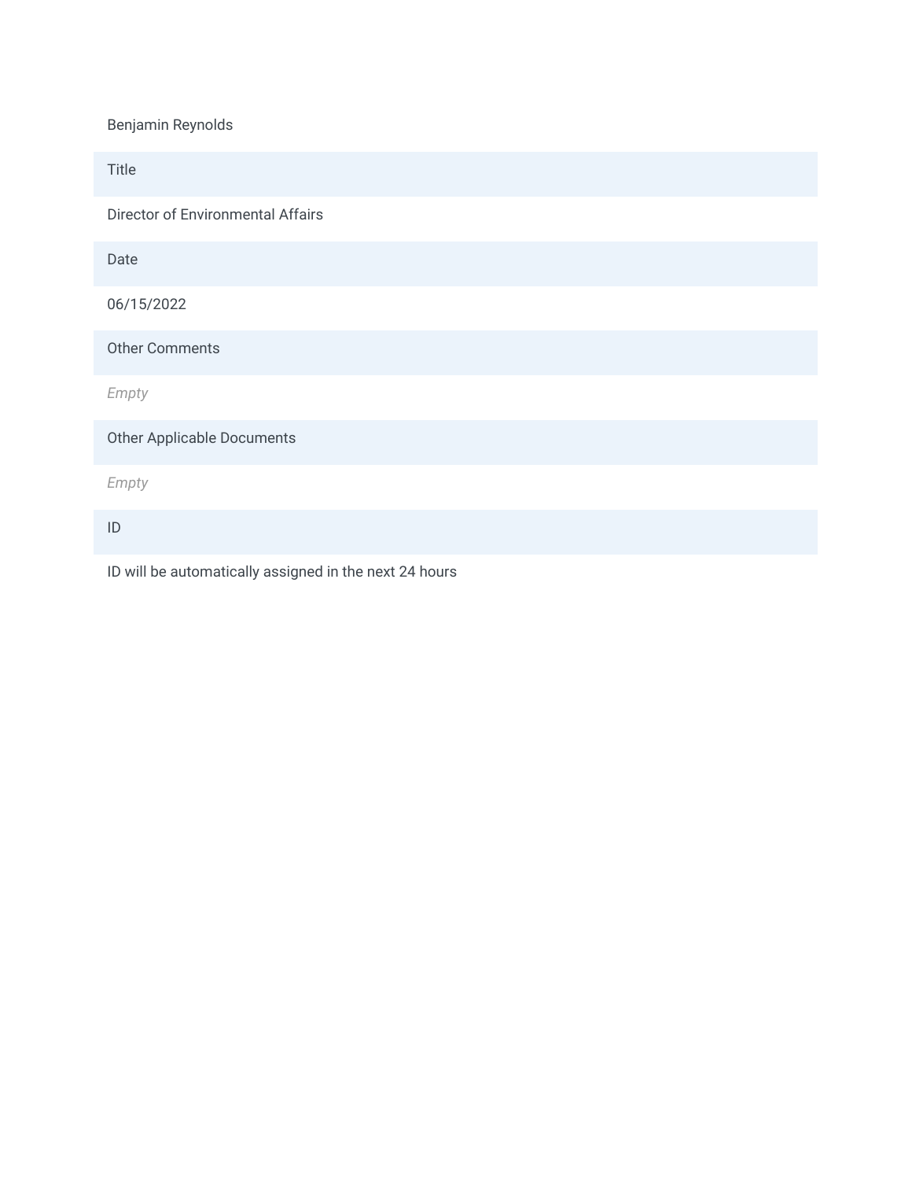Benjamin Reynolds

**Title**

Director of Environmental Affairs

**Date**

06/15/2022

**Other Comments**

*Empty*

**Other Applicable Documents**

*Empty*

**ID**

ID will be automatically assigned in the next 24 hours